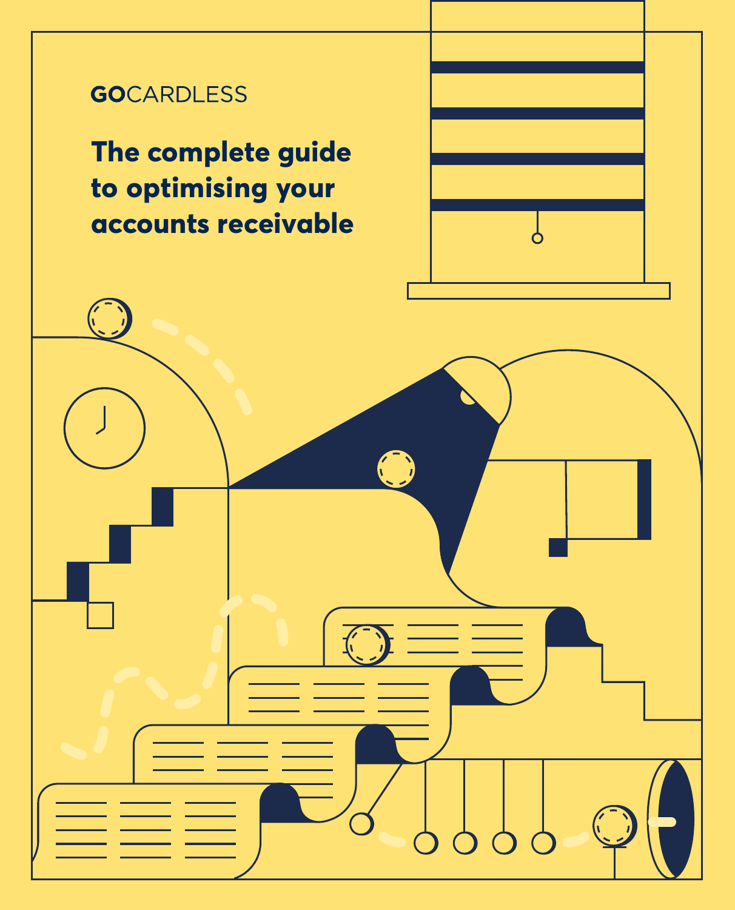GOCARDLESS

# The complete guide to optimising your accounts receivable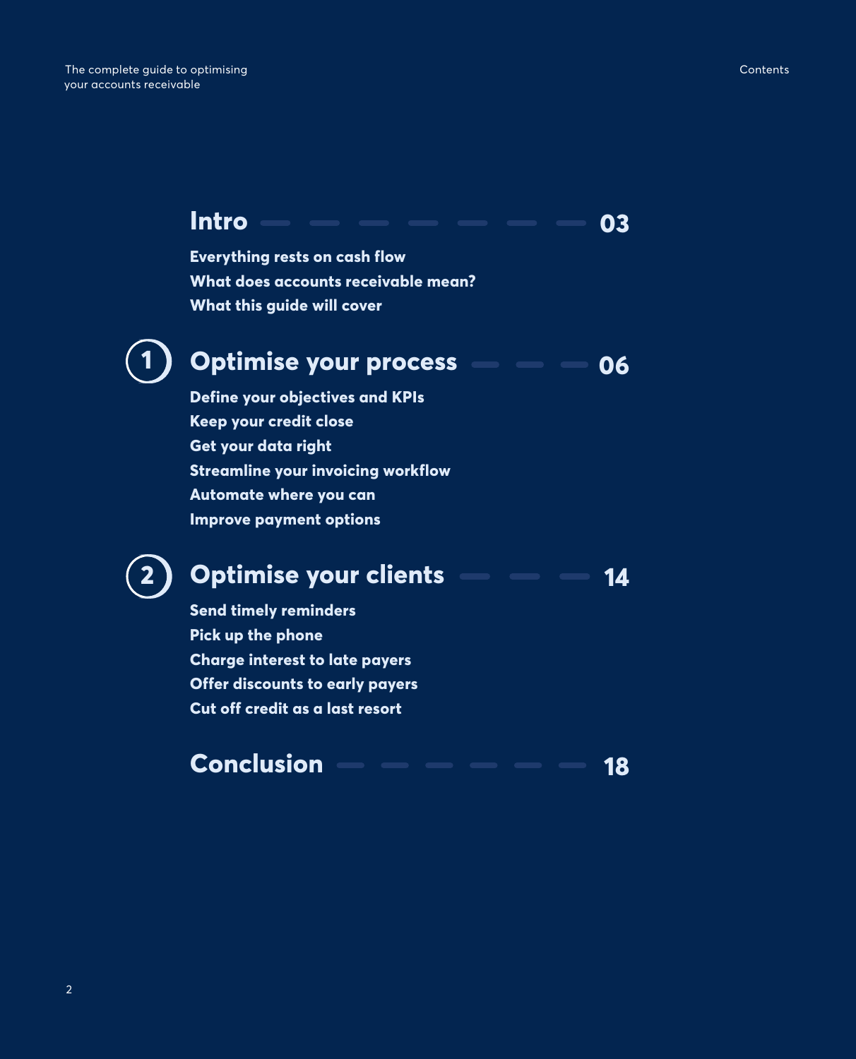# Contents

## Intro — 03

- Everything rests on cash flow
- What does accounts receivable mean?
- What this guide will cover

## 1 Optimise your process — 06

- Define your objectives and KPIs
- Keep your credit close
- Get your data right
- Streamline your invoicing workflow
- Automate where you can
- Improve payment options

## 2 Optimise your clients — 14

- Send timely reminders
- Pick up the phone
- Charge interest to late payers
- Offer discounts to early payers
- Cut off credit as a last resort

## Conclusion — 18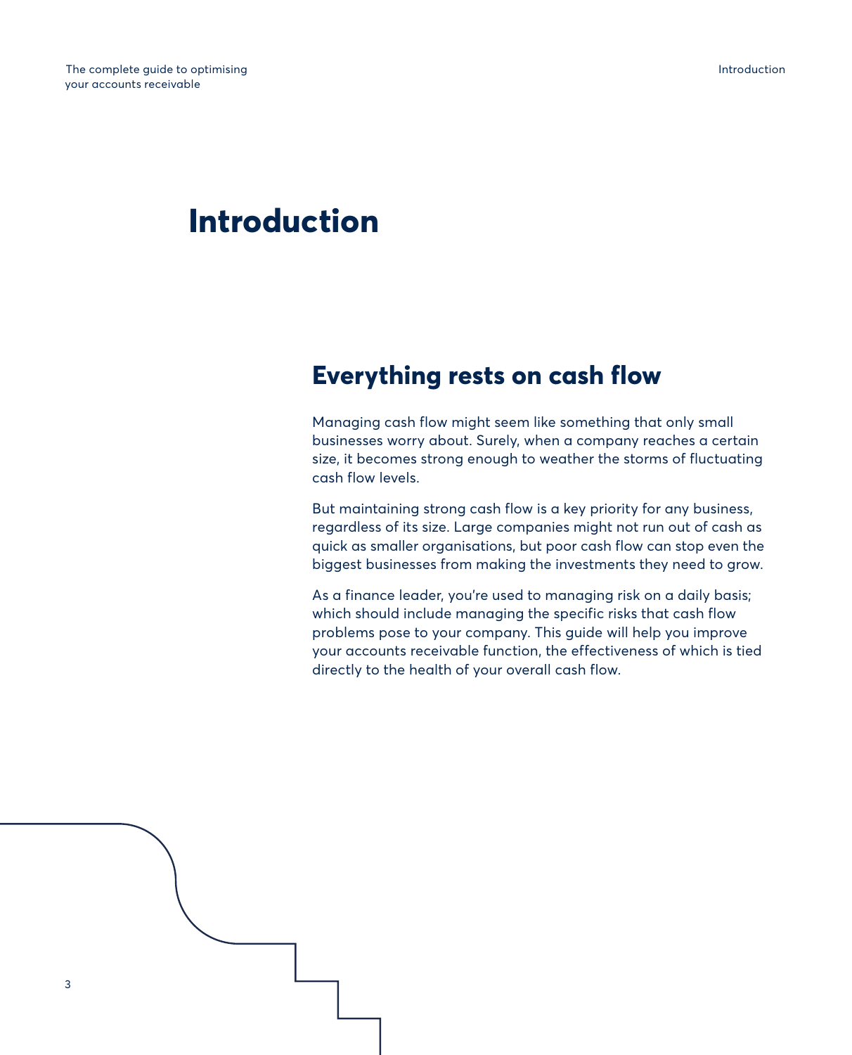# Introduction

## Everything rests on cash flow

Managing cash flow might seem like something that only small businesses worry about. Surely, when a company reaches a certain size, it becomes strong enough to weather the storms of fluctuating cash flow levels.

But maintaining strong cash flow is a key priority for any business, regardless of its size. Large companies might not run out of cash as quick as smaller organisations, but poor cash flow can stop even the biggest businesses from making the investments they need to grow.

As a finance leader, you're used to managing risk on a daily basis; which should include managing the specific risks that cash flow problems pose to your company. This guide will help you improve your accounts receivable function, the effectiveness of which is tied directly to the health of your overall cash flow.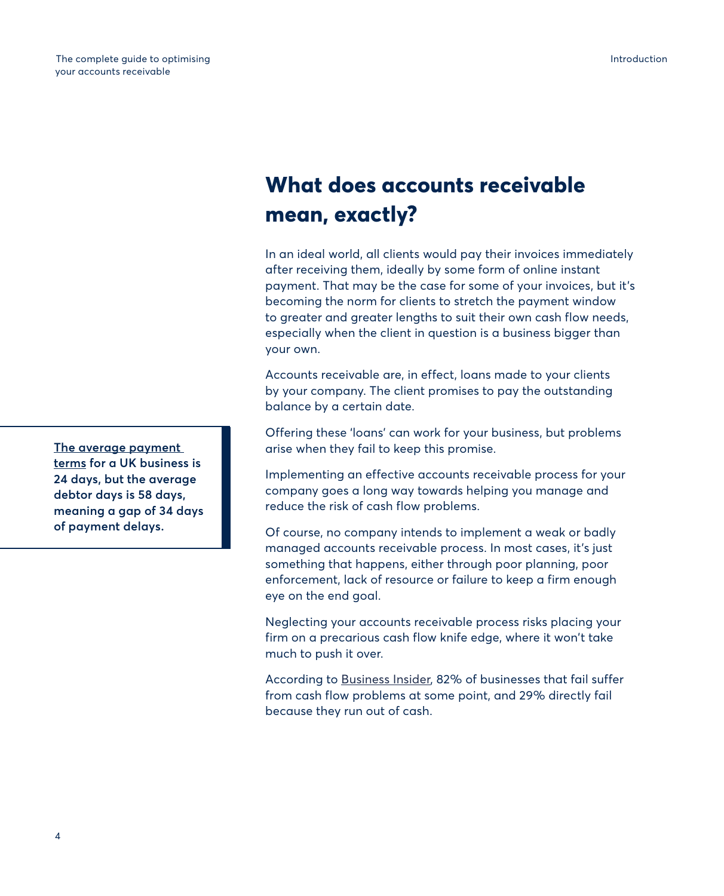## What does accounts receivable mean, exactly?

In an ideal world, all clients would pay their invoices immediately after receiving them, ideally by some form of online instant payment. That may be the case for some of your invoices, but it's becoming the norm for clients to stretch the payment window to greater and greater lengths to suit their own cash flow needs, especially when the client in question is a business bigger than your own.

Accounts receivable are, in effect, loans made to your clients by your company. The client promises to pay the outstanding balance by a certain date.

Offering these 'loans' can work for your business, but problems arise when they fail to keep this promise.

**The average payment terms for a UK business is 24 days, but the average debtor days is 58 days, meaning a gap of 34 days of payment delays.**

Implementing an effective accounts receivable process for your company goes a long way towards helping you manage and reduce the risk of cash flow problems.

Of course, no company intends to implement a weak or badly managed accounts receivable process. In most cases, it's just something that happens, either through poor planning, poor enforcement, lack of resource or failure to keep a firm enough eye on the end goal.

Neglecting your accounts receivable process risks placing your firm on a precarious cash flow knife edge, where it won't take much to push it over.

According to Business Insider, 82% of businesses that fail suffer from cash flow problems at some point, and 29% directly fail because they run out of cash.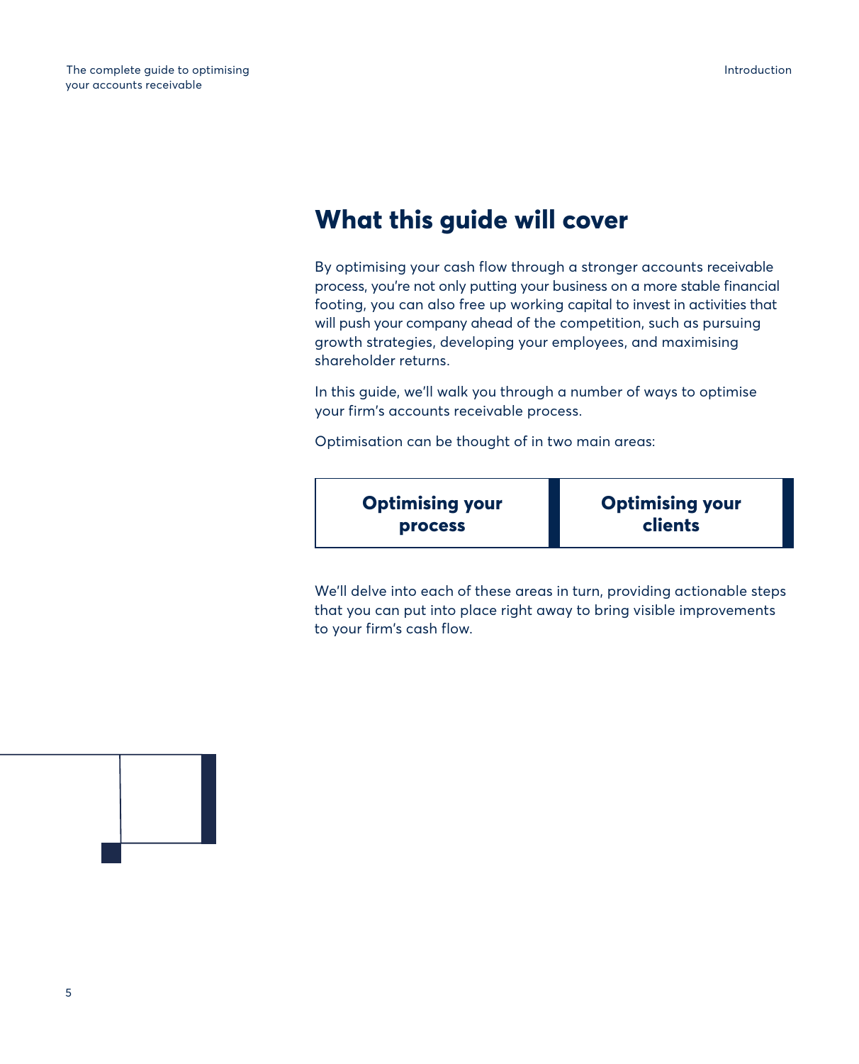## What this guide will cover

By optimising your cash flow through a stronger accounts receivable process, you're not only putting your business on a more stable financial footing, you can also free up working capital to invest in activities that will push your company ahead of the competition, such as pursuing growth strategies, developing your employees, and maximising shareholder returns.

In this guide, we'll walk you through a number of ways to optimise your firm's accounts receivable process.

Optimisation can be thought of in two main areas:

| **Optimising your process** | **Optimising your clients** |
|---|---|

We'll delve into each of these areas in turn, providing actionable steps that you can put into place right away to bring visible improvements to your firm's cash flow.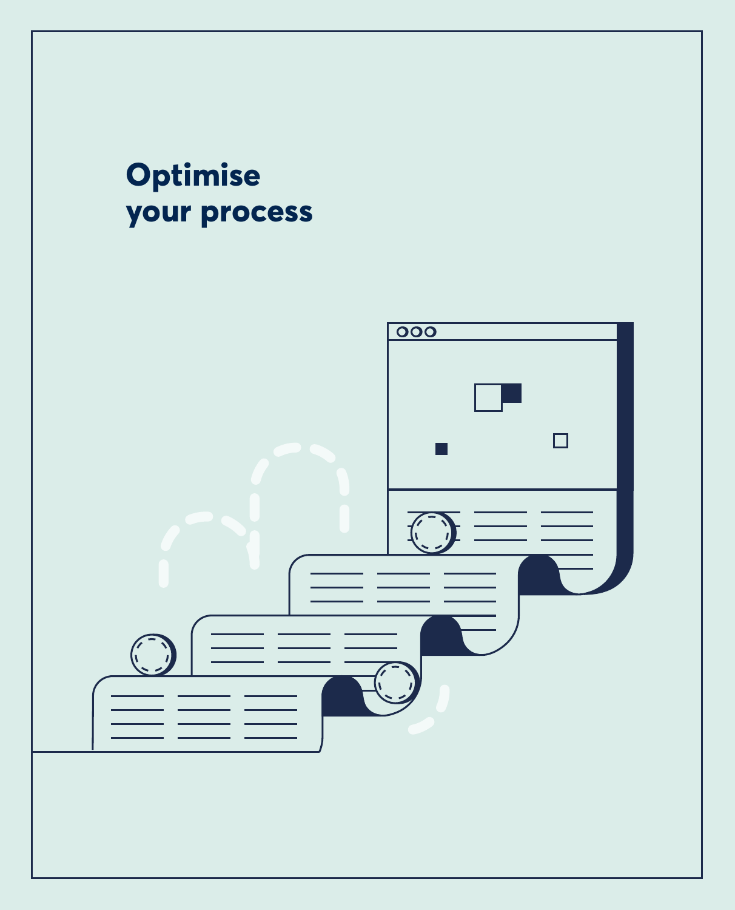# Optimise your process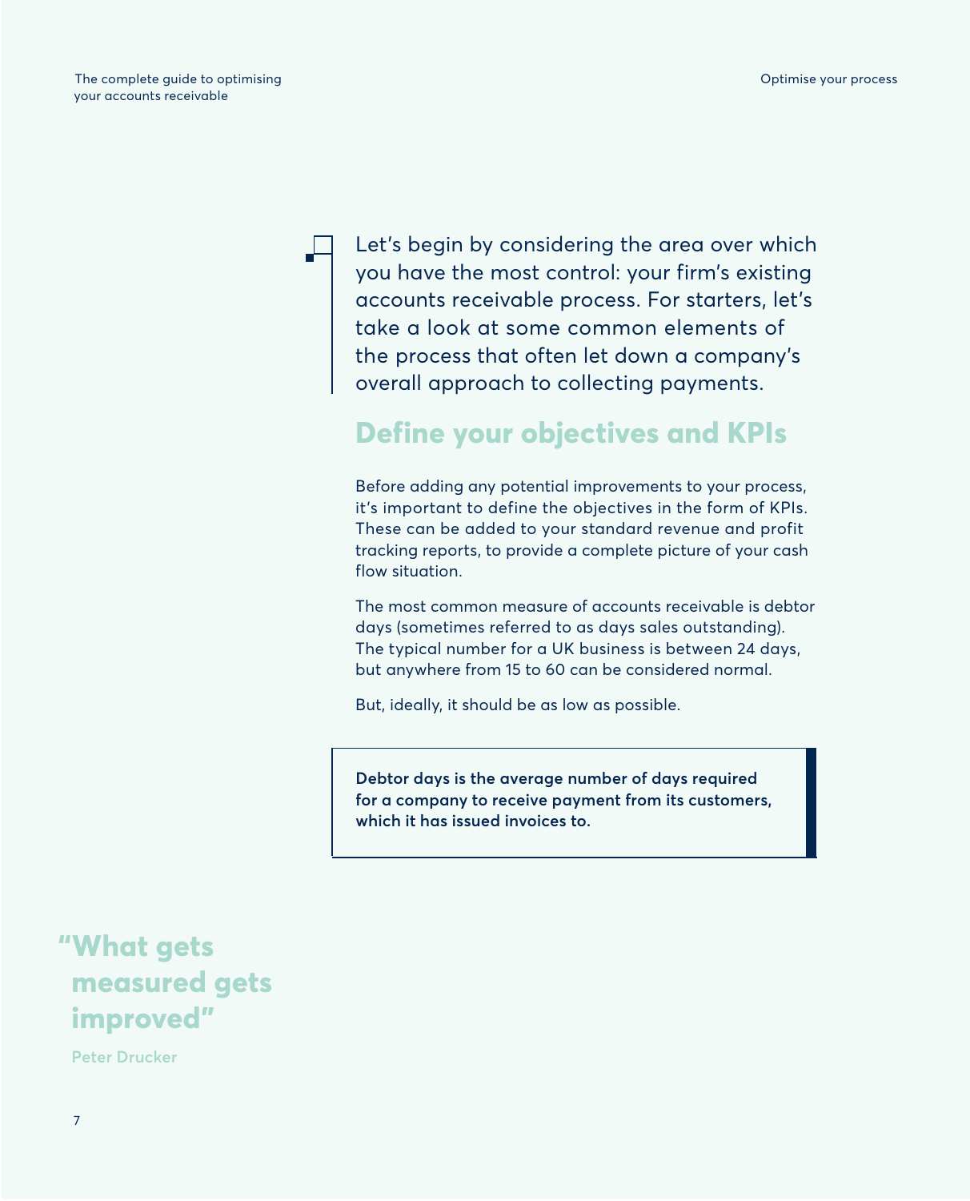Let's begin by considering the area over which you have the most control: your firm's existing accounts receivable process. For starters, let's take a look at some common elements of the process that often let down a company's overall approach to collecting payments.

## Define your objectives and KPIs

Before adding any potential improvements to your process, it's important to define the objectives in the form of KPIs. These can be added to your standard revenue and profit tracking reports, to provide a complete picture of your cash flow situation.

The most common measure of accounts receivable is debtor days (sometimes referred to as days sales outstanding). The typical number for a UK business is between 24 days, but anywhere from 15 to 60 can be considered normal.

But, ideally, it should be as low as possible.

**Debtor days is the average number of days required for a company to receive payment from its customers, which it has issued invoices to.**

> **"What gets measured gets improved"**
>
> Peter Drucker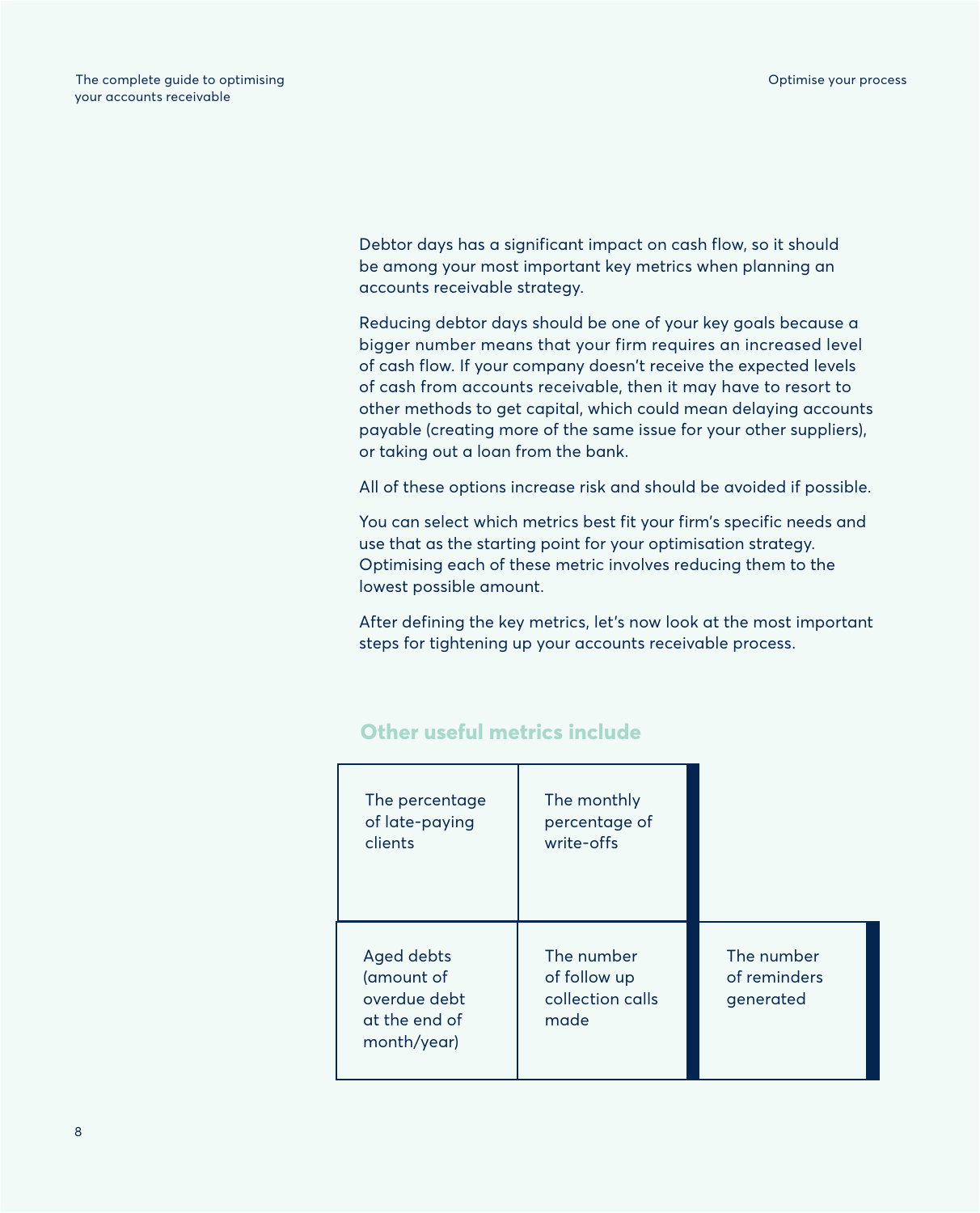Debtor days has a significant impact on cash flow, so it should be among your most important key metrics when planning an accounts receivable strategy.

Reducing debtor days should be one of your key goals because a bigger number means that your firm requires an increased level of cash flow. If your company doesn't receive the expected levels of cash from accounts receivable, then it may have to resort to other methods to get capital, which could mean delaying accounts payable (creating more of the same issue for your other suppliers), or taking out a loan from the bank.

All of these options increase risk and should be avoided if possible.

You can select which metrics best fit your firm's specific needs and use that as the starting point for your optimisation strategy. Optimising each of these metric involves reducing them to the lowest possible amount.

After defining the key metrics, let's now look at the most important steps for tightening up your accounts receivable process.

## Other useful metrics include

- The percentage of late-paying clients
- The monthly percentage of write-offs
- Aged debts (amount of overdue debt at the end of month/year)
- The number of follow up collection calls made
- The number of reminders generated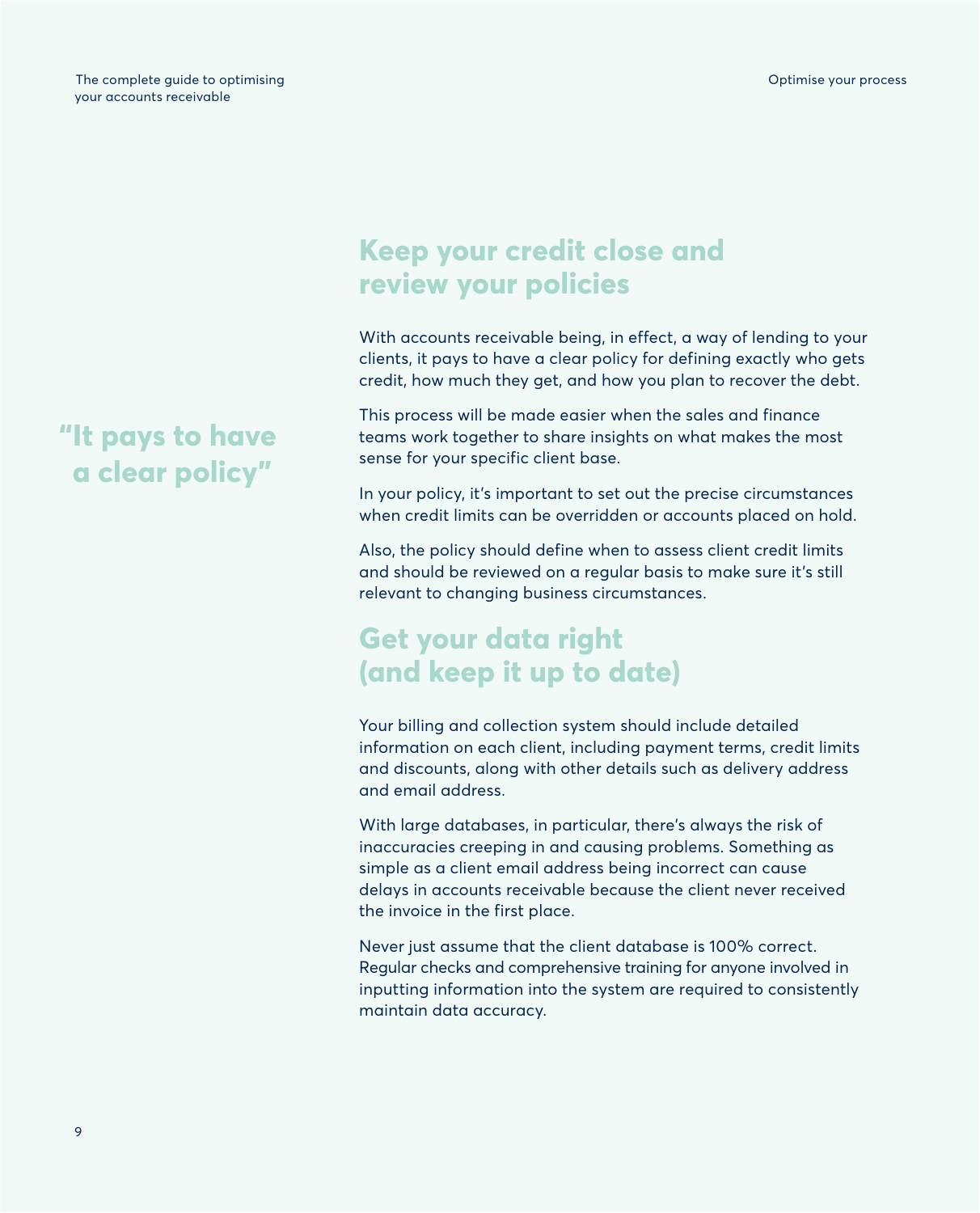“It pays to have a clear policy”

## Keep your credit close and review your policies

With accounts receivable being, in effect, a way of lending to your clients, it pays to have a clear policy for defining exactly who gets credit, how much they get, and how you plan to recover the debt.

This process will be made easier when the sales and finance teams work together to share insights on what makes the most sense for your specific client base.

In your policy, it’s important to set out the precise circumstances when credit limits can be overridden or accounts placed on hold.

Also, the policy should define when to assess client credit limits and should be reviewed on a regular basis to make sure it’s still relevant to changing business circumstances.

## Get your data right (and keep it up to date)

Your billing and collection system should include detailed information on each client, including payment terms, credit limits and discounts, along with other details such as delivery address and email address.

With large databases, in particular, there’s always the risk of inaccuracies creeping in and causing problems. Something as simple as a client email address being incorrect can cause delays in accounts receivable because the client never received the invoice in the first place.

Never just assume that the client database is 100% correct. Regular checks and comprehensive training for anyone involved in inputting information into the system are required to consistently maintain data accuracy.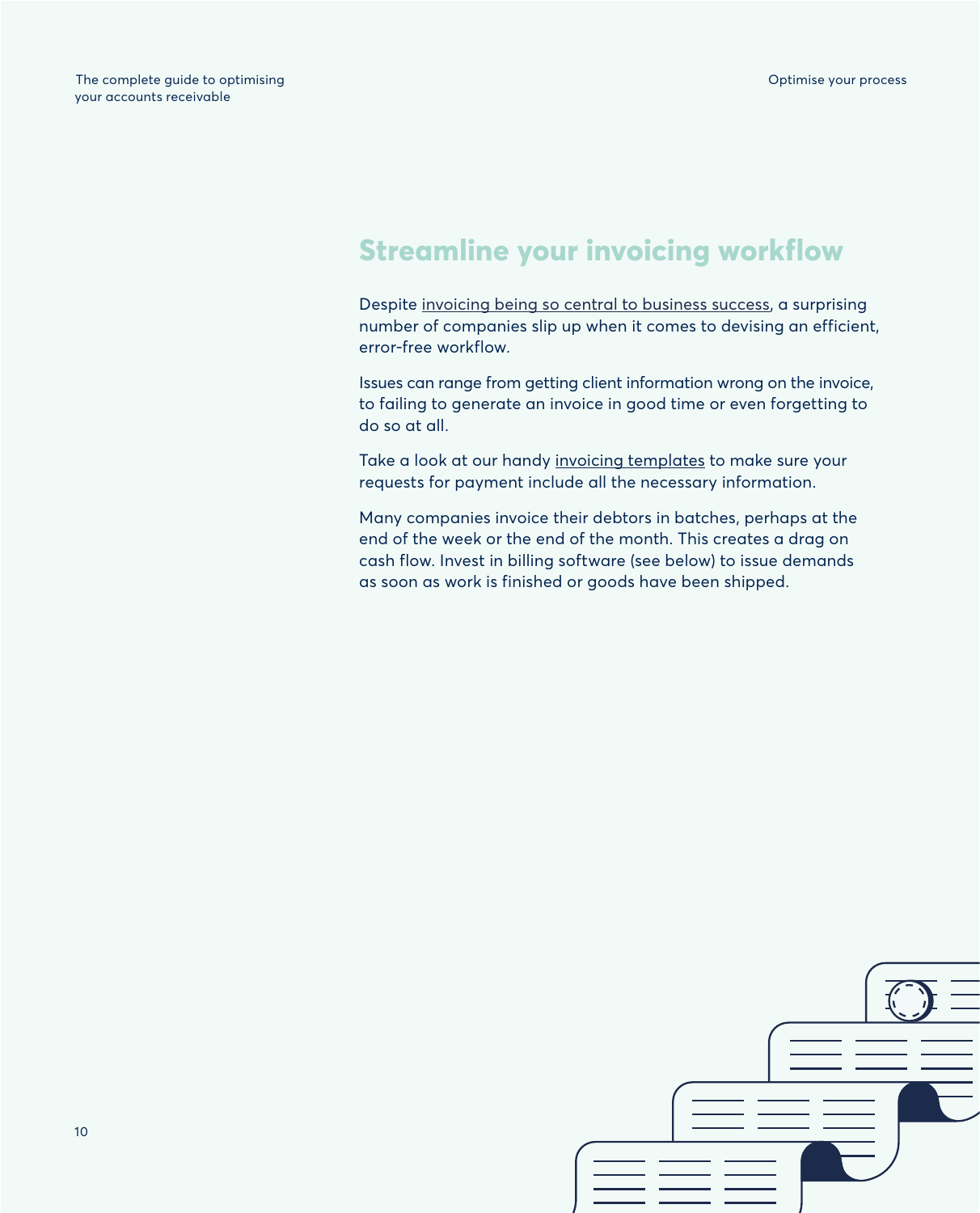## Streamline your invoicing workflow

Despite invoicing being so central to business success, a surprising number of companies slip up when it comes to devising an efficient, error-free workflow.

Issues can range from getting client information wrong on the invoice, to failing to generate an invoice in good time or even forgetting to do so at all.

Take a look at our handy invoicing templates to make sure your requests for payment include all the necessary information.

Many companies invoice their debtors in batches, perhaps at the end of the week or the end of the month. This creates a drag on cash flow. Invest in billing software (see below) to issue demands as soon as work is finished or goods have been shipped.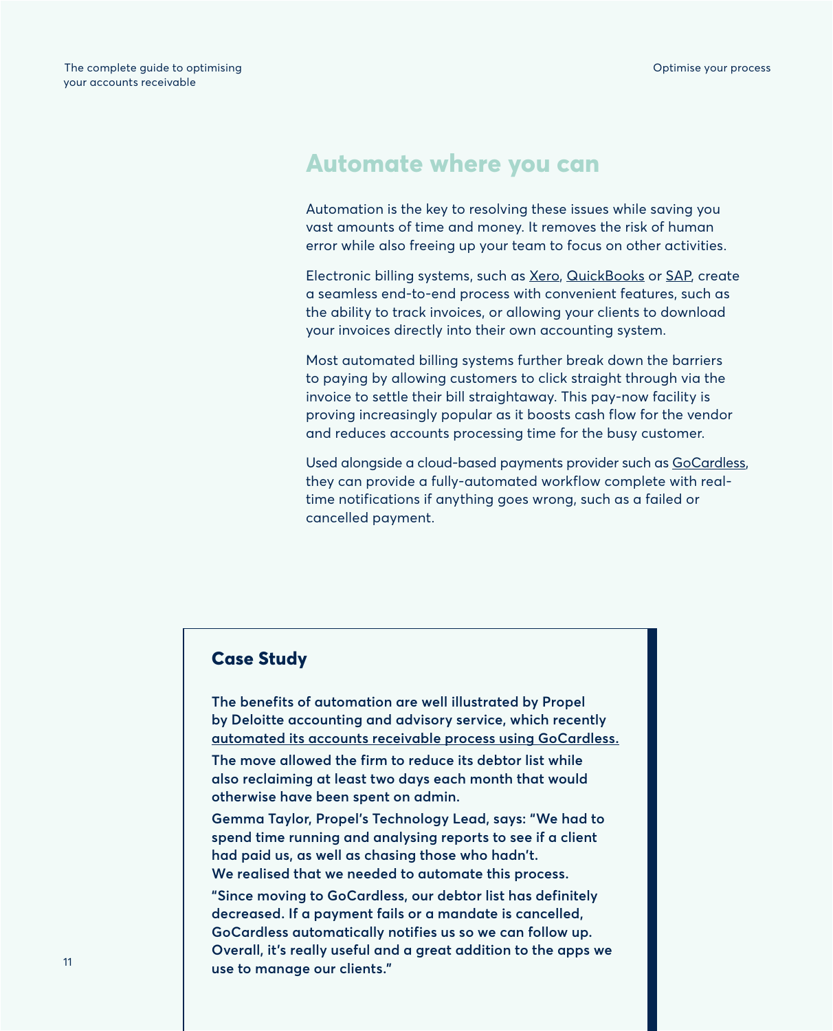## Automate where you can

Automation is the key to resolving these issues while saving you vast amounts of time and money. It removes the risk of human error while also freeing up your team to focus on other activities.

Electronic billing systems, such as Xero, QuickBooks or SAP, create a seamless end-to-end process with convenient features, such as the ability to track invoices, or allowing your clients to download your invoices directly into their own accounting system.

Most automated billing systems further break down the barriers to paying by allowing customers to click straight through via the invoice to settle their bill straightaway. This pay-now facility is proving increasingly popular as it boosts cash flow for the vendor and reduces accounts processing time for the busy customer.

Used alongside a cloud-based payments provider such as GoCardless, they can provide a fully-automated workflow complete with real-time notifications if anything goes wrong, such as a failed or cancelled payment.

### Case Study

**The benefits of automation are well illustrated by Propel by Deloitte accounting and advisory service, which recently automated its accounts receivable process using GoCardless.**

**The move allowed the firm to reduce its debtor list while also reclaiming at least two days each month that would otherwise have been spent on admin.**

**Gemma Taylor, Propel's Technology Lead, says: "We had to spend time running and analysing reports to see if a client had paid us, as well as chasing those who hadn't. We realised that we needed to automate this process.**

**"Since moving to GoCardless, our debtor list has definitely decreased. If a payment fails or a mandate is cancelled, GoCardless automatically notifies us so we can follow up. Overall, it's really useful and a great addition to the apps we use to manage our clients."**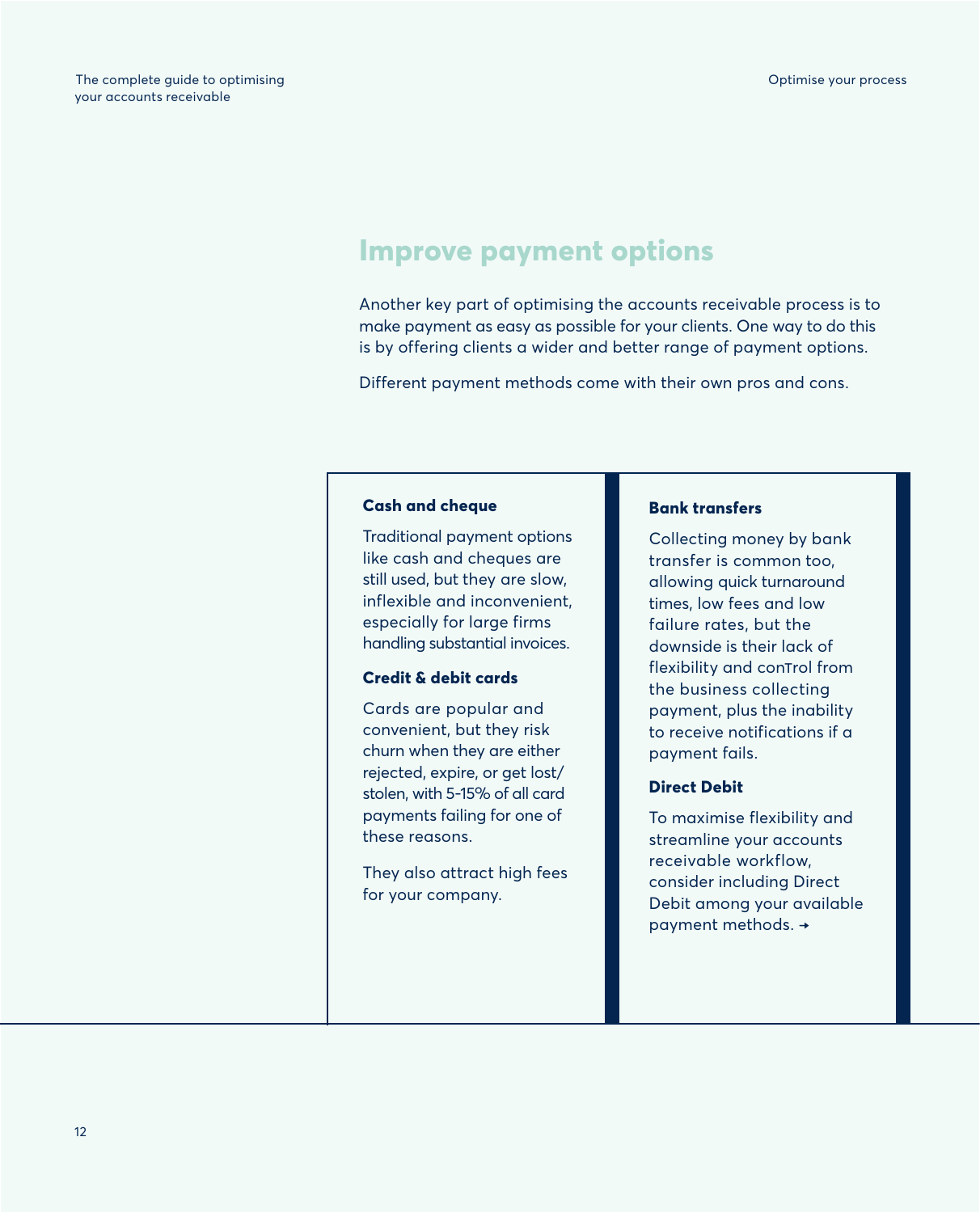## Improve payment options

Another key part of optimising the accounts receivable process is to make payment as easy as possible for your clients. One way to do this is by offering clients a wider and better range of payment options.

Different payment methods come with their own pros and cons.

### Cash and cheque

Traditional payment options like cash and cheques are still used, but they are slow, inflexible and inconvenient, especially for large firms handling substantial invoices.

### Credit & debit cards

Cards are popular and convenient, but they risk churn when they are either rejected, expire, or get lost/stolen, with 5-15% of all card payments failing for one of these reasons.

They also attract high fees for your company.

### Bank transfers

Collecting money by bank transfer is common too, allowing quick turnaround times, low fees and low failure rates, but the downside is their lack of flexibility and control from the business collecting payment, plus the inability to receive notifications if a payment fails.

### Direct Debit

To maximise flexibility and streamline your accounts receivable workflow, consider including Direct Debit among your available payment methods. →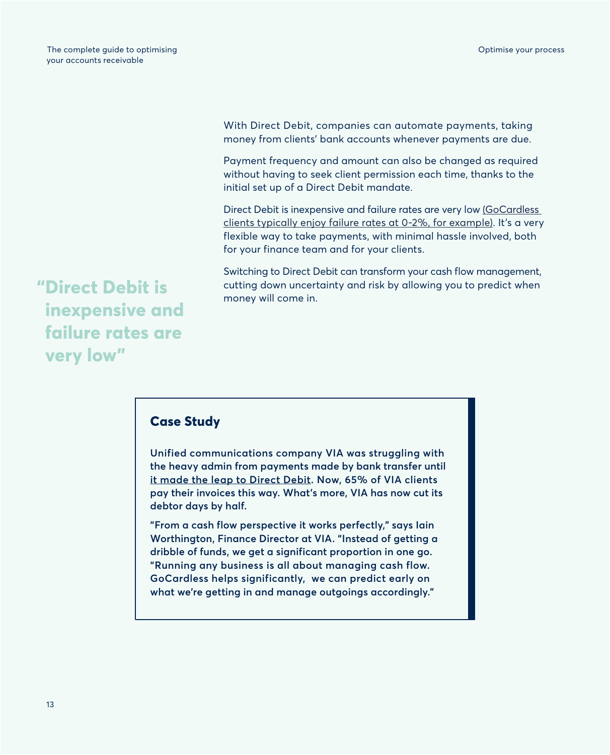With Direct Debit, companies can automate payments, taking money from clients' bank accounts whenever payments are due.

Payment frequency and amount can also be changed as required without having to seek client permission each time, thanks to the initial set up of a Direct Debit mandate.

Direct Debit is inexpensive and failure rates are very low (GoCardless clients typically enjoy failure rates at 0-2%, for example). It's a very flexible way to take payments, with minimal hassle involved, both for your finance team and for your clients.

Switching to Direct Debit can transform your cash flow management, cutting down uncertainty and risk by allowing you to predict when money will come in.

> **"Direct Debit is inexpensive and failure rates are very low"**

### Case Study

**Unified communications company VIA was struggling with the heavy admin from payments made by bank transfer until it made the leap to Direct Debit. Now, 65% of VIA clients pay their invoices this way. What's more, VIA has now cut its debtor days by half.**

**"From a cash flow perspective it works perfectly," says Iain Worthington, Finance Director at VIA. "Instead of getting a dribble of funds, we get a significant proportion in one go. "Running any business is all about managing cash flow. GoCardless helps significantly, we can predict early on what we're getting in and manage outgoings accordingly."**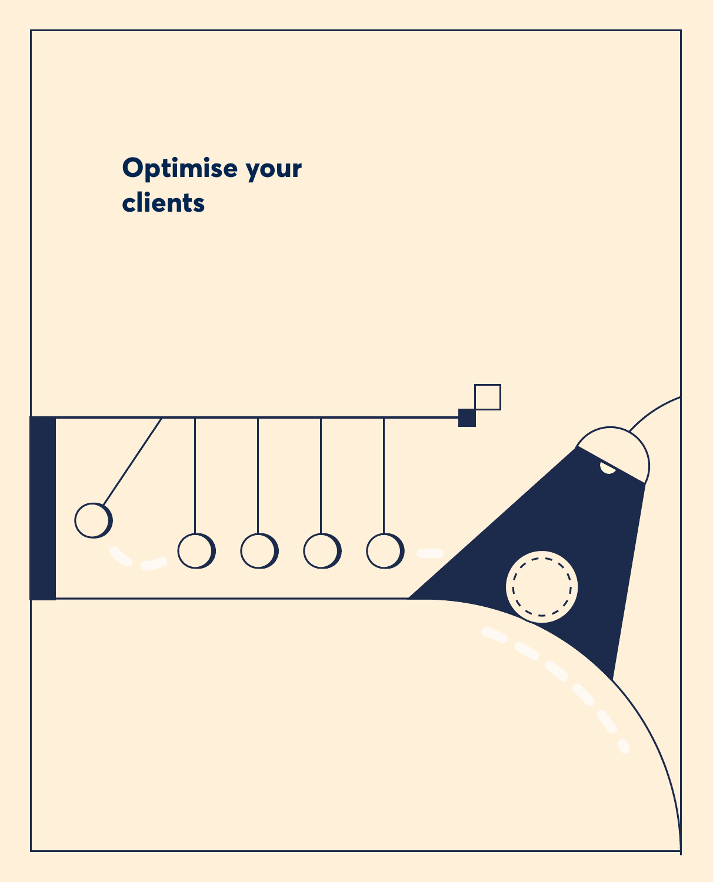# Optimise your clients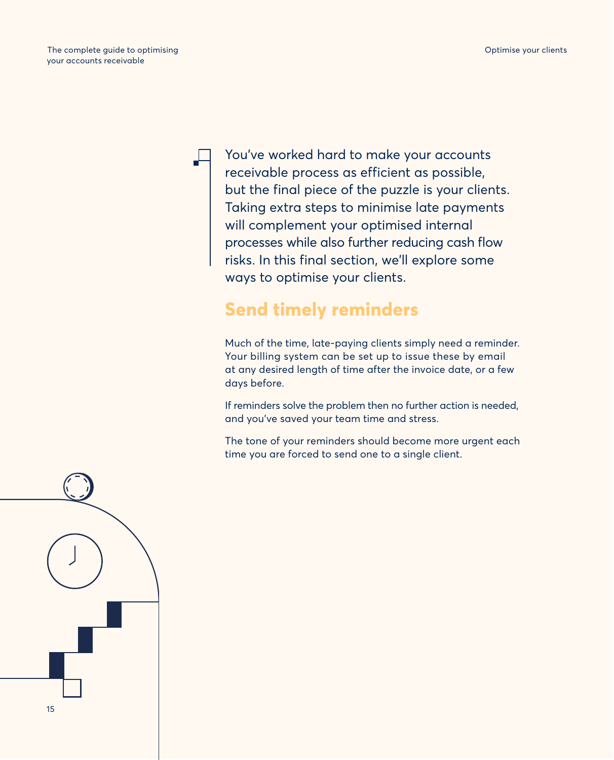You've worked hard to make your accounts receivable process as efficient as possible, but the final piece of the puzzle is your clients. Taking extra steps to minimise late payments will complement your optimised internal processes while also further reducing cash flow risks. In this final section, we'll explore some ways to optimise your clients.

## Send timely reminders

Much of the time, late-paying clients simply need a reminder. Your billing system can be set up to issue these by email at any desired length of time after the invoice date, or a few days before.

If reminders solve the problem then no further action is needed, and you've saved your team time and stress.

The tone of your reminders should become more urgent each time you are forced to send one to a single client.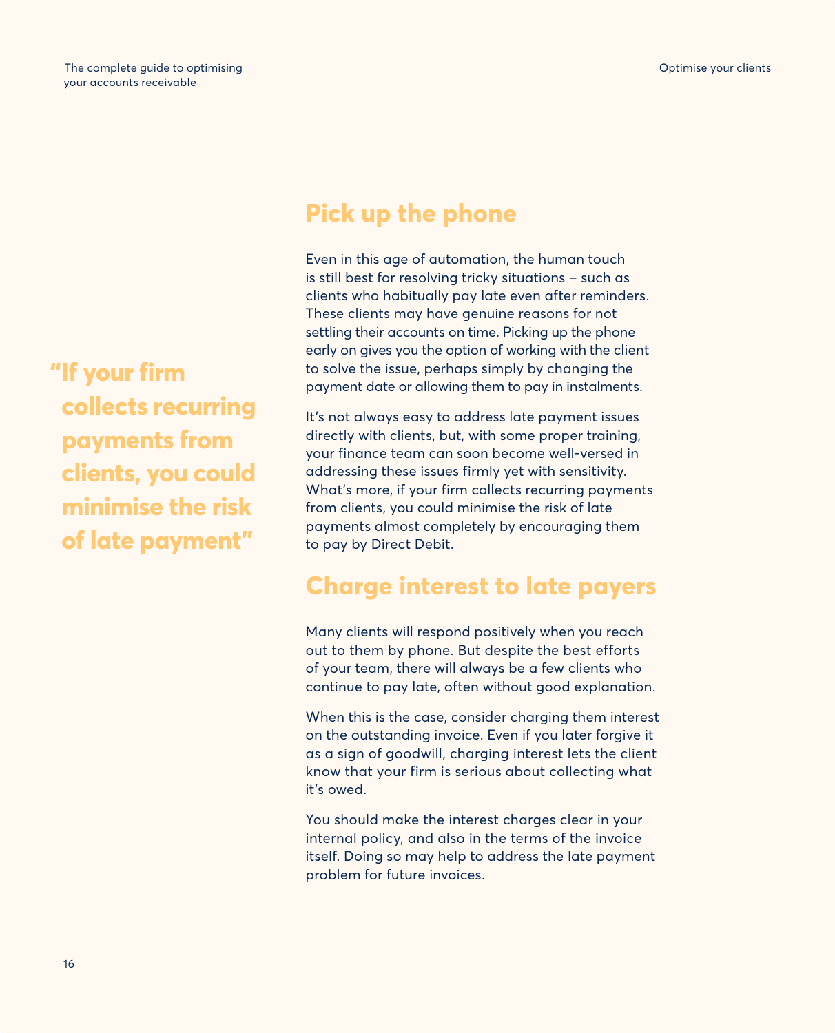> "If your firm collects recurring payments from clients, you could minimise the risk of late payment"

## Pick up the phone

Even in this age of automation, the human touch is still best for resolving tricky situations – such as clients who habitually pay late even after reminders. These clients may have genuine reasons for not settling their accounts on time. Picking up the phone early on gives you the option of working with the client to solve the issue, perhaps simply by changing the payment date or allowing them to pay in instalments.

It's not always easy to address late payment issues directly with clients, but, with some proper training, your finance team can soon become well-versed in addressing these issues firmly yet with sensitivity. What's more, if your firm collects recurring payments from clients, you could minimise the risk of late payments almost completely by encouraging them to pay by Direct Debit.

## Charge interest to late payers

Many clients will respond positively when you reach out to them by phone. But despite the best efforts of your team, there will always be a few clients who continue to pay late, often without good explanation.

When this is the case, consider charging them interest on the outstanding invoice. Even if you later forgive it as a sign of goodwill, charging interest lets the client know that your firm is serious about collecting what it's owed.

You should make the interest charges clear in your internal policy, and also in the terms of the invoice itself. Doing so may help to address the late payment problem for future invoices.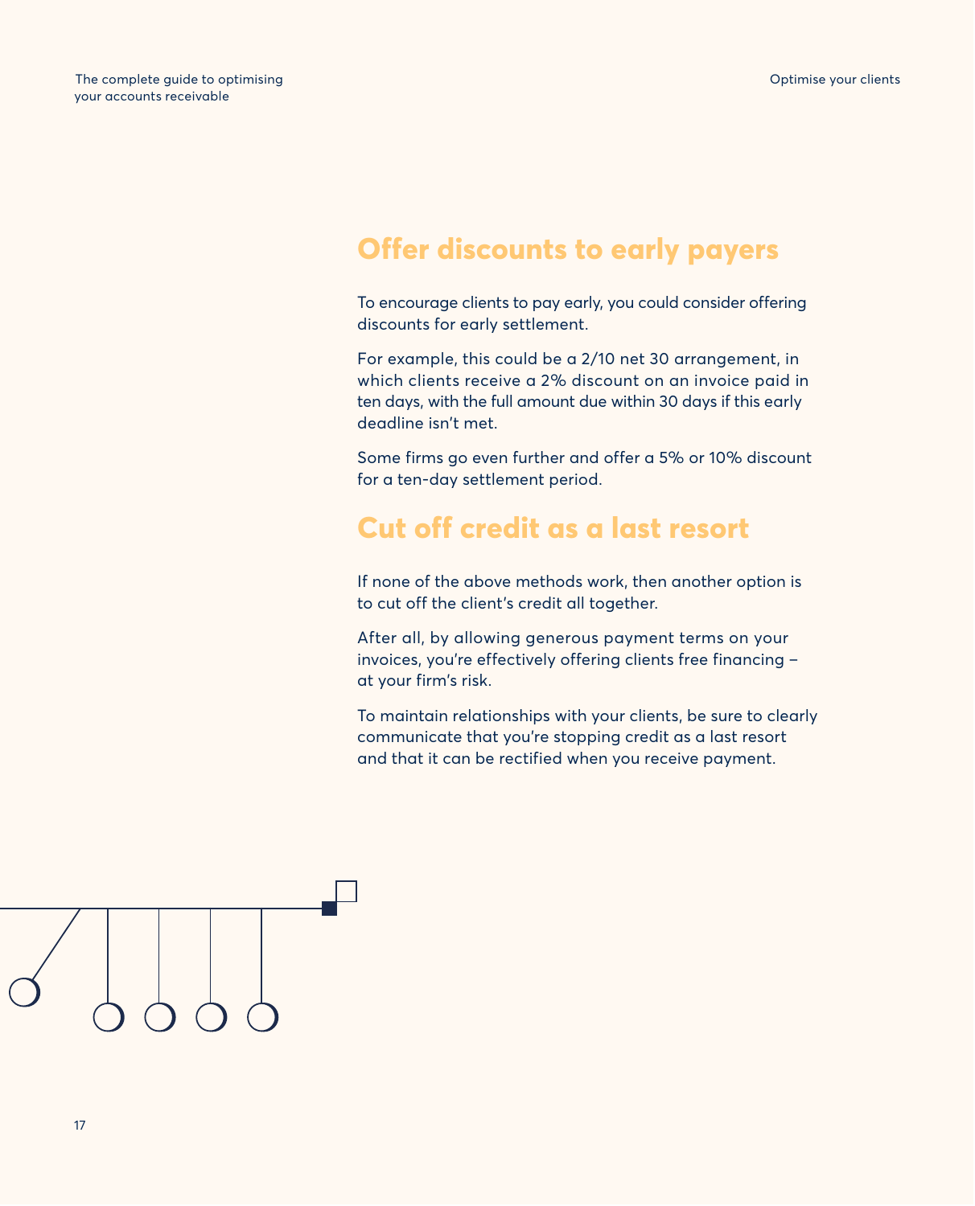## Offer discounts to early payers

To encourage clients to pay early, you could consider offering discounts for early settlement.

For example, this could be a 2/10 net 30 arrangement, in which clients receive a 2% discount on an invoice paid in ten days, with the full amount due within 30 days if this early deadline isn't met.

Some firms go even further and offer a 5% or 10% discount for a ten-day settlement period.

## Cut off credit as a last resort

If none of the above methods work, then another option is to cut off the client's credit all together.

After all, by allowing generous payment terms on your invoices, you're effectively offering clients free financing – at your firm's risk.

To maintain relationships with your clients, be sure to clearly communicate that you're stopping credit as a last resort and that it can be rectified when you receive payment.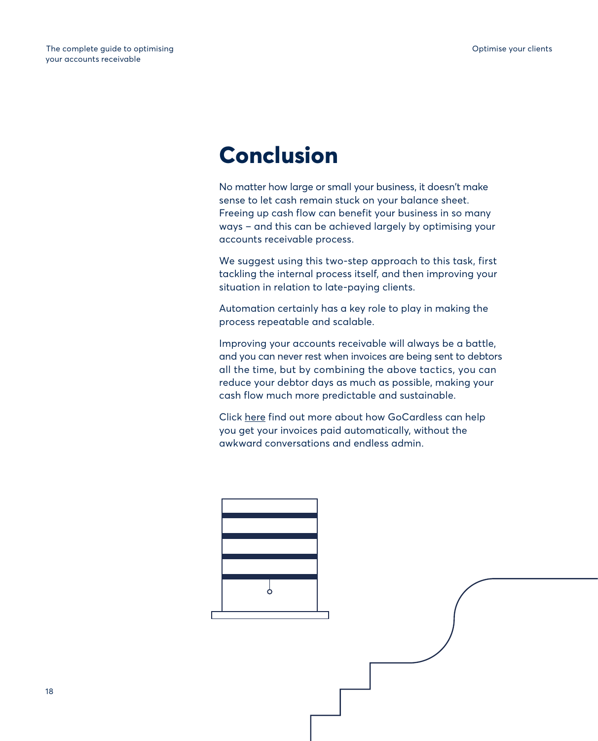# Conclusion

No matter how large or small your business, it doesn't make sense to let cash remain stuck on your balance sheet. Freeing up cash flow can benefit your business in so many ways – and this can be achieved largely by optimising your accounts receivable process.

We suggest using this two-step approach to this task, first tackling the internal process itself, and then improving your situation in relation to late-paying clients.

Automation certainly has a key role to play in making the process repeatable and scalable.

Improving your accounts receivable will always be a battle, and you can never rest when invoices are being sent to debtors all the time, but by combining the above tactics, you can reduce your debtor days as much as possible, making your cash flow much more predictable and sustainable.

Click here find out more about how GoCardless can help you get your invoices paid automatically, without the awkward conversations and endless admin.